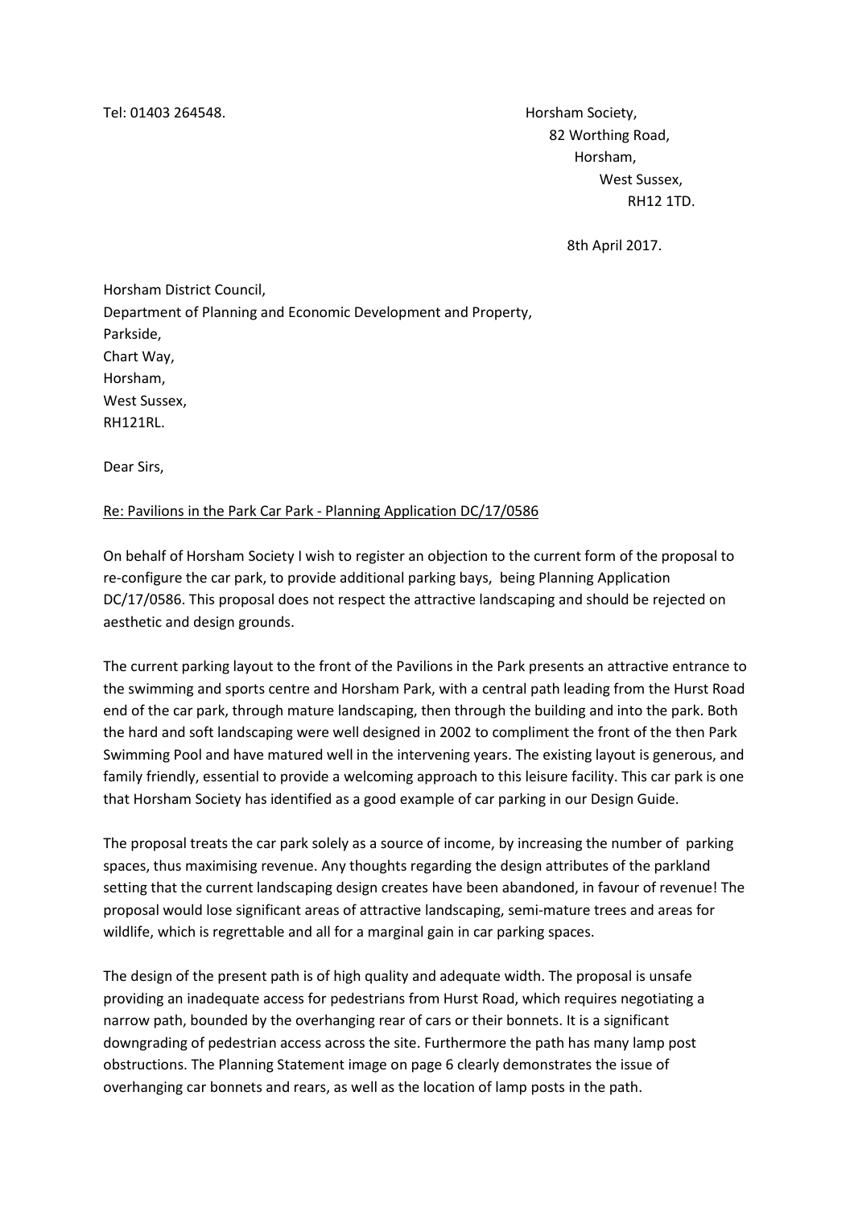Tel: 01403 264548.

Horsham Society,
82 Worthing Road,
Horsham,
West Sussex,
RH12 1TD.

8th April 2017.

Horsham District Council,
Department of Planning and Economic Development and Property,
Parkside,
Chart Way,
Horsham,
West Sussex,
RH121RL.

Dear Sirs,

Re: Pavilions in the Park Car Park - Planning Application DC/17/0586

On behalf of Horsham Society I wish to register an objection to the current form of the proposal to re-configure the car park, to provide additional parking bays, being Planning Application DC/17/0586. This proposal does not respect the attractive landscaping and should be rejected on aesthetic and design grounds.

The current parking layout to the front of the Pavilions in the Park presents an attractive entrance to the swimming and sports centre and Horsham Park, with a central path leading from the Hurst Road end of the car park, through mature landscaping, then through the building and into the park. Both the hard and soft landscaping were well designed in 2002 to compliment the front of the then Park Swimming Pool and have matured well in the intervening years. The existing layout is generous, and family friendly, essential to provide a welcoming approach to this leisure facility. This car park is one that Horsham Society has identified as a good example of car parking in our Design Guide.

The proposal treats the car park solely as a source of income, by increasing the number of parking spaces, thus maximising revenue. Any thoughts regarding the design attributes of the parkland setting that the current landscaping design creates have been abandoned, in favour of revenue! The proposal would lose significant areas of attractive landscaping, semi-mature trees and areas for wildlife, which is regrettable and all for a marginal gain in car parking spaces.

The design of the present path is of high quality and adequate width. The proposal is unsafe providing an inadequate access for pedestrians from Hurst Road, which requires negotiating a narrow path, bounded by the overhanging rear of cars or their bonnets. It is a significant downgrading of pedestrian access across the site. Furthermore the path has many lamp post obstructions. The Planning Statement image on page 6 clearly demonstrates the issue of overhanging car bonnets and rears, as well as the location of lamp posts in the path.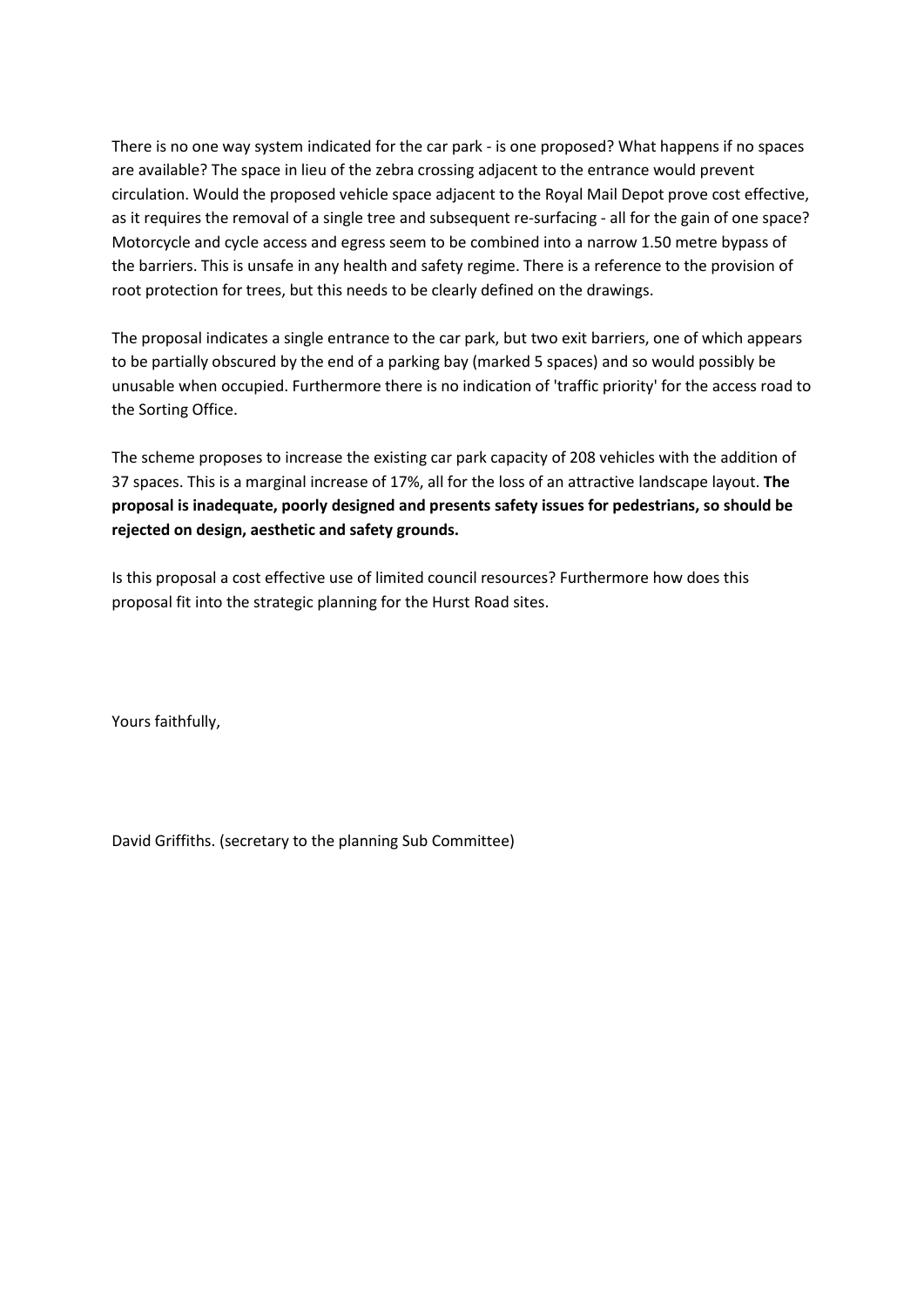There is no one way system indicated for the car park - is one proposed? What happens if no spaces are available? The space in lieu of the zebra crossing adjacent to the entrance would prevent circulation. Would the proposed vehicle space adjacent to the Royal Mail Depot prove cost effective, as it requires the removal of a single tree and subsequent re-surfacing - all for the gain of one space? Motorcycle and cycle access and egress seem to be combined into a narrow 1.50 metre bypass of the barriers. This is unsafe in any health and safety regime. There is a reference to the provision of root protection for trees, but this needs to be clearly defined on the drawings.

The proposal indicates a single entrance to the car park, but two exit barriers, one of which appears to be partially obscured by the end of a parking bay (marked 5 spaces) and so would possibly be unusable when occupied. Furthermore there is no indication of 'traffic priority' for the access road to the Sorting Office.

The scheme proposes to increase the existing car park capacity of 208 vehicles with the addition of 37 spaces. This is a marginal increase of 17%, all for the loss of an attractive landscape layout. **The proposal is inadequate, poorly designed and presents safety issues for pedestrians, so should be rejected on design, aesthetic and safety grounds.**

Is this proposal a cost effective use of limited council resources? Furthermore how does this proposal fit into the strategic planning for the Hurst Road sites.

Yours faithfully,

David Griffiths. (secretary to the planning Sub Committee)